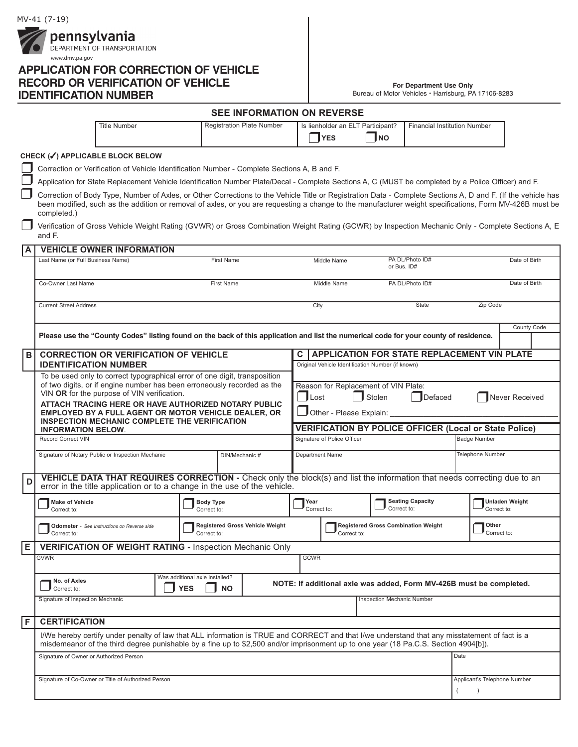MV-41 (7-19)

pennsylvania
DEPARTMENT OF TRANSPORTATION
www.dmv.pa.gov

# APPLICATION FOR CORRECTION OF VEHICLE RECORD OR VERIFICATION OF VEHICLE IDENTIFICATION NUMBER

**For Department Use Only**
Bureau of Motor Vehicles • Harrisburg, PA 17106-8283

## SEE INFORMATION ON REVERSE

| Title Number | Registration Plate Number | Is lienholder an ELT Participant? ☐ YES ☐ NO | Financial Institution Number |
|---|---|---|---|
| | | | |

**CHECK (✓) APPLICABLE BLOCK BELOW**

- ☐ Correction or Verification of Vehicle Identification Number - Complete Sections A, B and F.
- ☐ Application for State Replacement Vehicle Identification Number Plate/Decal - Complete Sections A, C (MUST be completed by a Police Officer) and F.
- ☐ Correction of Body Type, Number of Axles, or Other Corrections to the Vehicle Title or Registration Data - Complete Sections A, D and F. (If the vehicle has been modified, such as the addition or removal of axles, or you are requesting a change to the manufacturer weight specifications, Form MV-426B must be completed.)
- ☐ Verification of Gross Vehicle Weight Rating (GVWR) or Gross Combination Weight Rating (GCWR) by Inspection Mechanic Only - Complete Sections A, E and F.

## A VEHICLE OWNER INFORMATION

| Last Name (or Full Business Name) | First Name | Middle Name | PA DL/Photo ID# or Bus. ID# | Date of Birth |
|---|---|---|---|---|
| | | | | |

| Co-Owner Last Name | First Name | Middle Name | PA DL/Photo ID# | Date of Birth |
|---|---|---|---|---|
| | | | | |

| Current Street Address | City | State | Zip Code |
|---|---|---|---|
| | | | |

**Please use the "County Codes" listing found on the back of this application and list the numerical code for your county of residence.** County Code: ____

## B CORRECTION OR VERIFICATION OF VEHICLE IDENTIFICATION NUMBER

To be used only to correct typographical error of one digit, transposition of two digits, or if engine number has been erroneously recorded as the VIN **OR** for the purpose of VIN verification.

**ATTACH TRACING HERE OR HAVE AUTHORIZED NOTARY PUBLIC EMPLOYED BY A FULL AGENT OR MOTOR VEHICLE DEALER, OR INSPECTION MECHANIC COMPLETE THE VERIFICATION INFORMATION BELOW.**

Record Correct VIN: ____

| Signature of Notary Public or Inspection Mechanic | DIN/Mechanic # |
|---|---|
| | |

## C APPLICATION FOR STATE REPLACEMENT VIN PLATE

Original Vehicle Identification Number (if known): ____

Reason for Replacement of VIN Plate:
☐ Lost ☐ Stolen ☐ Defaced ☐ Never Received
☐ Other - Please Explain: ____

### VERIFICATION BY POLICE OFFICER (Local or State Police)

| Signature of Police Officer | Badge Number |
|---|---|
| | |
| **Department Name** | **Telephone Number** |
| | |

## D VEHICLE DATA THAT REQUIRES CORRECTION - Check only the block(s) and list the information that needs correcting due to an error in the title application or to a change in the use of the vehicle.

| ☐ Make of Vehicle Correct to: | ☐ Body Type Correct to: | ☐ Year Correct to: | ☐ Seating Capacity Correct to: | ☐ Unladen Weight Correct to: |
|---|---|---|---|---|
| ☐ Odometer - *See Instructions on Reverse side* Correct to: | ☐ Registered Gross Vehicle Weight Correct to: | ☐ Registered Gross Combination Weight Correct to: | | ☐ Other Correct to: |

## E VERIFICATION OF WEIGHT RATING - Inspection Mechanic Only

| GVWR | GCWR |
|---|---|
| | |

☐ No. of Axles Correct to: ____ Was additional axle installed? ☐ YES ☐ NO

**NOTE: If additional axle was added, Form MV-426B must be completed.**

| Signature of Inspection Mechanic | Inspection Mechanic Number |
|---|---|
| | |

## F CERTIFICATION

I/We hereby certify under penalty of law that ALL information is TRUE and CORRECT and that I/we understand that any misstatement of fact is a misdemeanor of the third degree punishable by a fine up to $2,500 and/or imprisonment up to one year (18 Pa.C.S. Section 4904[b]).

| Signature of Owner or Authorized Person | Date |
|---|---|
| | |
| **Signature of Co-Owner or Title of Authorized Person** | **Applicant's Telephone Number** |
| | ( ) |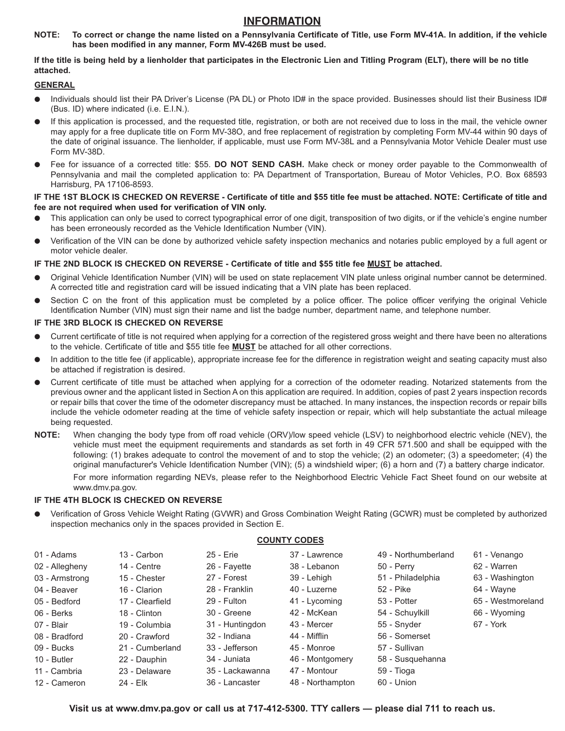# INFORMATION

**NOTE: To correct or change the name listed on a Pennsylvania Certificate of Title, use Form MV-41A. In addition, if the vehicle has been modified in any manner, Form MV-426B must be used.**

**If the title is being held by a lienholder that participates in the Electronic Lien and Titling Program (ELT), there will be no title attached.**

## GENERAL

- Individuals should list their PA Driver's License (PA DL) or Photo ID# in the space provided. Businesses should list their Business ID# (Bus. ID) where indicated (i.e. E.I.N.).
- If this application is processed, and the requested title, registration, or both are not received due to loss in the mail, the vehicle owner may apply for a free duplicate title on Form MV-38O, and free replacement of registration by completing Form MV-44 within 90 days of the date of original issuance. The lienholder, if applicable, must use Form MV-38L and a Pennsylvania Motor Vehicle Dealer must use Form MV-38D.
- Fee for issuance of a corrected title: $55. **DO NOT SEND CASH.** Make check or money order payable to the Commonwealth of Pennsylvania and mail the completed application to: PA Department of Transportation, Bureau of Motor Vehicles, P.O. Box 68593 Harrisburg, PA 17106-8593.

**IF THE 1ST BLOCK IS CHECKED ON REVERSE - Certificate of title and $55 title fee must be attached. NOTE: Certificate of title and fee are not required when used for verification of VIN only.**

- This application can only be used to correct typographical error of one digit, transposition of two digits, or if the vehicle's engine number has been erroneously recorded as the Vehicle Identification Number (VIN).
- Verification of the VIN can be done by authorized vehicle safety inspection mechanics and notaries public employed by a full agent or motor vehicle dealer.

**IF THE 2ND BLOCK IS CHECKED ON REVERSE - Certificate of title and $55 title fee MUST be attached.**

- Original Vehicle Identification Number (VIN) will be used on state replacement VIN plate unless original number cannot be determined. A corrected title and registration card will be issued indicating that a VIN plate has been replaced.
- Section C on the front of this application must be completed by a police officer. The police officer verifying the original Vehicle Identification Number (VIN) must sign their name and list the badge number, department name, and telephone number.

**IF THE 3RD BLOCK IS CHECKED ON REVERSE**

- Current certificate of title is not required when applying for a correction of the registered gross weight and there have been no alterations to the vehicle. Certificate of title and $55 title fee **MUST** be attached for all other corrections.
- In addition to the title fee (if applicable), appropriate increase fee for the difference in registration weight and seating capacity must also be attached if registration is desired.
- Current certificate of title must be attached when applying for a correction of the odometer reading. Notarized statements from the previous owner and the applicant listed in Section A on this application are required. In addition, copies of past 2 years inspection records or repair bills that cover the time of the odometer discrepancy must be attached. In many instances, the inspection records or repair bills include the vehicle odometer reading at the time of vehicle safety inspection or repair, which will help substantiate the actual mileage being requested.

**NOTE:** When changing the body type from off road vehicle (ORV)/low speed vehicle (LSV) to neighborhood electric vehicle (NEV), the vehicle must meet the equipment requirements and standards as set forth in 49 CFR 571.500 and shall be equipped with the following: (1) brakes adequate to control the movement of and to stop the vehicle; (2) an odometer; (3) a speedometer; (4) the original manufacturer's Vehicle Identification Number (VIN); (5) a windshield wiper; (6) a horn and (7) a battery charge indicator.

For more information regarding NEVs, please refer to the Neighborhood Electric Vehicle Fact Sheet found on our website at www.dmv.pa.gov.

**IF THE 4TH BLOCK IS CHECKED ON REVERSE**

- Verification of Gross Vehicle Weight Rating (GVWR) and Gross Combination Weight Rating (GCWR) must be completed by authorized inspection mechanics only in the spaces provided in Section E.

## COUNTY CODES

| | | | | | |
|---|---|---|---|---|---|
| 01 - Adams | 13 - Carbon | 25 - Erie | 37 - Lawrence | 49 - Northumberland | 61 - Venango |
| 02 - Allegheny | 14 - Centre | 26 - Fayette | 38 - Lebanon | 50 - Perry | 62 - Warren |
| 03 - Armstrong | 15 - Chester | 27 - Forest | 39 - Lehigh | 51 - Philadelphia | 63 - Washington |
| 04 - Beaver | 16 - Clarion | 28 - Franklin | 40 - Luzerne | 52 - Pike | 64 - Wayne |
| 05 - Bedford | 17 - Clearfield | 29 - Fulton | 41 - Lycoming | 53 - Potter | 65 - Westmoreland |
| 06 - Berks | 18 - Clinton | 30 - Greene | 42 - McKean | 54 - Schuylkill | 66 - Wyoming |
| 07 - Blair | 19 - Columbia | 31 - Huntingdon | 43 - Mercer | 55 - Snyder | 67 - York |
| 08 - Bradford | 20 - Crawford | 32 - Indiana | 44 - Mifflin | 56 - Somerset | |
| 09 - Bucks | 21 - Cumberland | 33 - Jefferson | 45 - Monroe | 57 - Sullivan | |
| 10 - Butler | 22 - Dauphin | 34 - Juniata | 46 - Montgomery | 58 - Susquehanna | |
| 11 - Cambria | 23 - Delaware | 35 - Lackawanna | 47 - Montour | 59 - Tioga | |
| 12 - Cameron | 24 - Elk | 36 - Lancaster | 48 - Northampton | 60 - Union | |

**Visit us at www.dmv.pa.gov or call us at 717-412-5300. TTY callers — please dial 711 to reach us.**